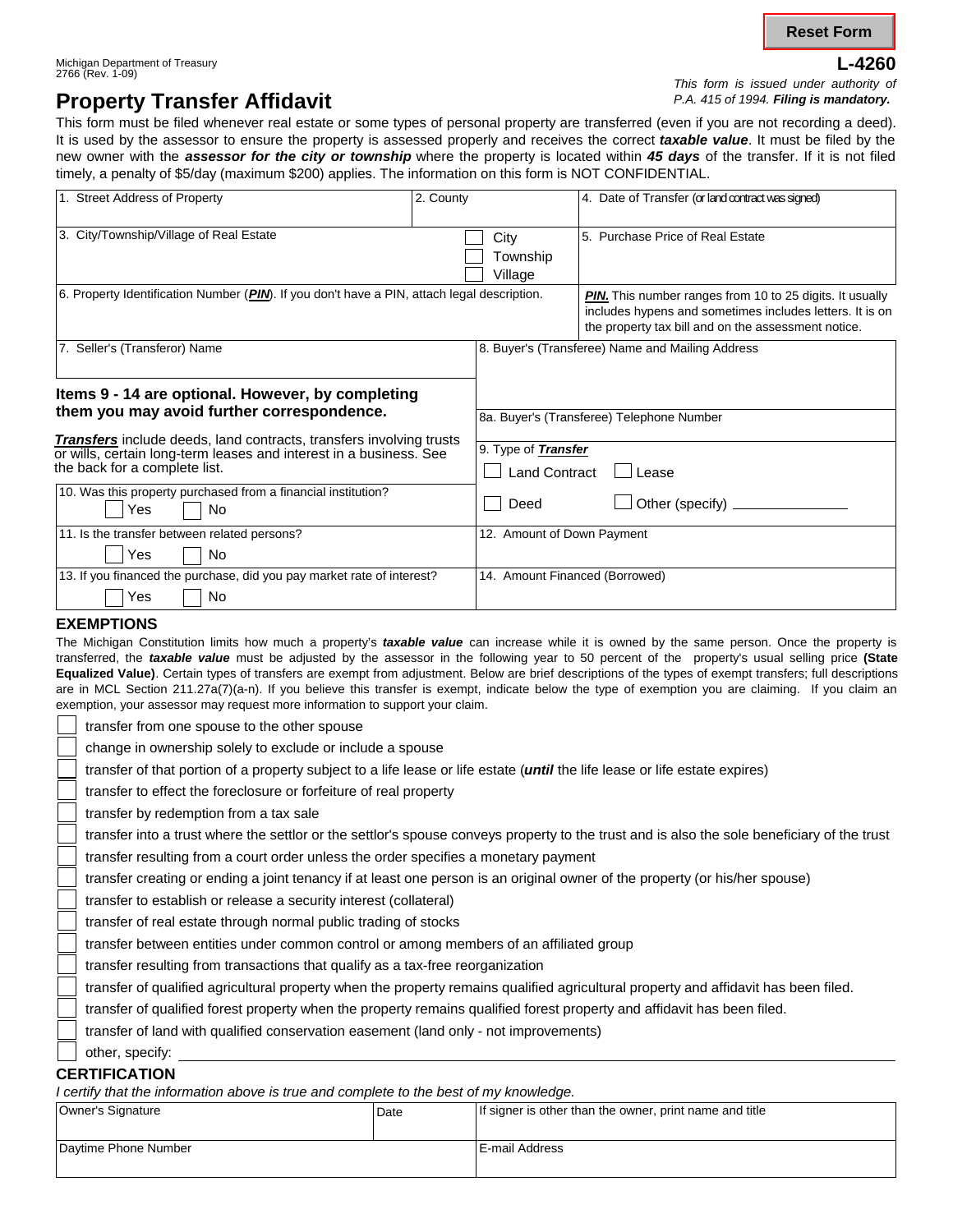Reset Form

Michigan Department of Treasury
2766 (Rev. 1-09)

**L-4260**

*This form is issued under authority of P.A. 415 of 1994.* ***Filing is mandatory.***

# Property Transfer Affidavit

This form must be filed whenever real estate or some types of personal property are transferred (even if you are not recording a deed). It is used by the assessor to ensure the property is assessed properly and receives the correct ***taxable value***. It must be filed by the new owner with the ***assessor for the city or township*** where the property is located within ***45 days*** of the transfer. If it is not filed timely, a penalty of $5/day (maximum $200) applies. The information on this form is NOT CONFIDENTIAL.

| | | |
|---|---|---|
| 1. Street Address of Property | 2. County | 4. Date of Transfer (or land contract was signed) |
| 3. City/Township/Village of Real Estate | ☐ City ☐ Township ☐ Village | 5. Purchase Price of Real Estate |
| 6. Property Identification Number (***PIN***). If you don't have a PIN, attach legal description. | | ***PIN.*** This number ranges from 10 to 25 digits. It usually includes hypens and sometimes includes letters. It is on the property tax bill and on the assessment notice. |

| | |
|---|---|
| 7. Seller's (Transferor) Name | 8. Buyer's (Transferee) Name and Mailing Address |
| **Items 9 - 14 are optional. However, by completing them you may avoid further correspondence.** | 8a. Buyer's (Transferee) Telephone Number |
| ***Transfers*** include deeds, land contracts, transfers involving trusts or wills, certain long-term leases and interest in a business. See the back for a complete list. | 9. Type of ***Transfer*** ☐ Land Contract ☐ Lease ☐ Deed ☐ Other (specify) ________ |
| 10. Was this property purchased from a financial institution? ☐ Yes ☐ No | |
| 11. Is the transfer between related persons? ☐ Yes ☐ No | 12. Amount of Down Payment |
| 13. If you financed the purchase, did you pay market rate of interest? ☐ Yes ☐ No | 14. Amount Financed (Borrowed) |

## EXEMPTIONS

The Michigan Constitution limits how much a property's ***taxable value*** can increase while it is owned by the same person. Once the property is transferred, the ***taxable value*** must be adjusted by the assessor in the following year to 50 percent of the property's usual selling price **(State Equalized Value)**. Certain types of transfers are exempt from adjustment. Below are brief descriptions of the types of exempt transfers; full descriptions are in MCL Section 211.27a(7)(a-n). If you believe this transfer is exempt, indicate below the type of exemption you are claiming. If you claim an exemption, your assessor may request more information to support your claim.

- ☐ transfer from one spouse to the other spouse
- ☐ change in ownership solely to exclude or include a spouse
- ☐ transfer of that portion of a property subject to a life lease or life estate (***until*** the life lease or life estate expires)
- ☐ transfer to effect the foreclosure or forfeiture of real property
- ☐ transfer by redemption from a tax sale
- ☐ transfer into a trust where the settlor or the settlor's spouse conveys property to the trust and is also the sole beneficiary of the trust
- ☐ transfer resulting from a court order unless the order specifies a monetary payment
- ☐ transfer creating or ending a joint tenancy if at least one person is an original owner of the property (or his/her spouse)
- ☐ transfer to establish or release a security interest (collateral)
- ☐ transfer of real estate through normal public trading of stocks
- ☐ transfer between entities under common control or among members of an affiliated group
- ☐ transfer resulting from transactions that qualify as a tax-free reorganization
- ☐ transfer of qualified agricultural property when the property remains qualified agricultural property and affidavit has been filed.
- ☐ transfer of qualified forest property when the property remains qualified forest property and affidavit has been filed.
- ☐ transfer of land with qualified conservation easement (land only - not improvements)
- ☐ other, specify: ________________________________

## CERTIFICATION

*I certify that the information above is true and complete to the best of my knowledge.*

| | | |
|---|---|---|
| Owner's Signature | Date | If signer is other than the owner, print name and title |
| Daytime Phone Number | | E-mail Address |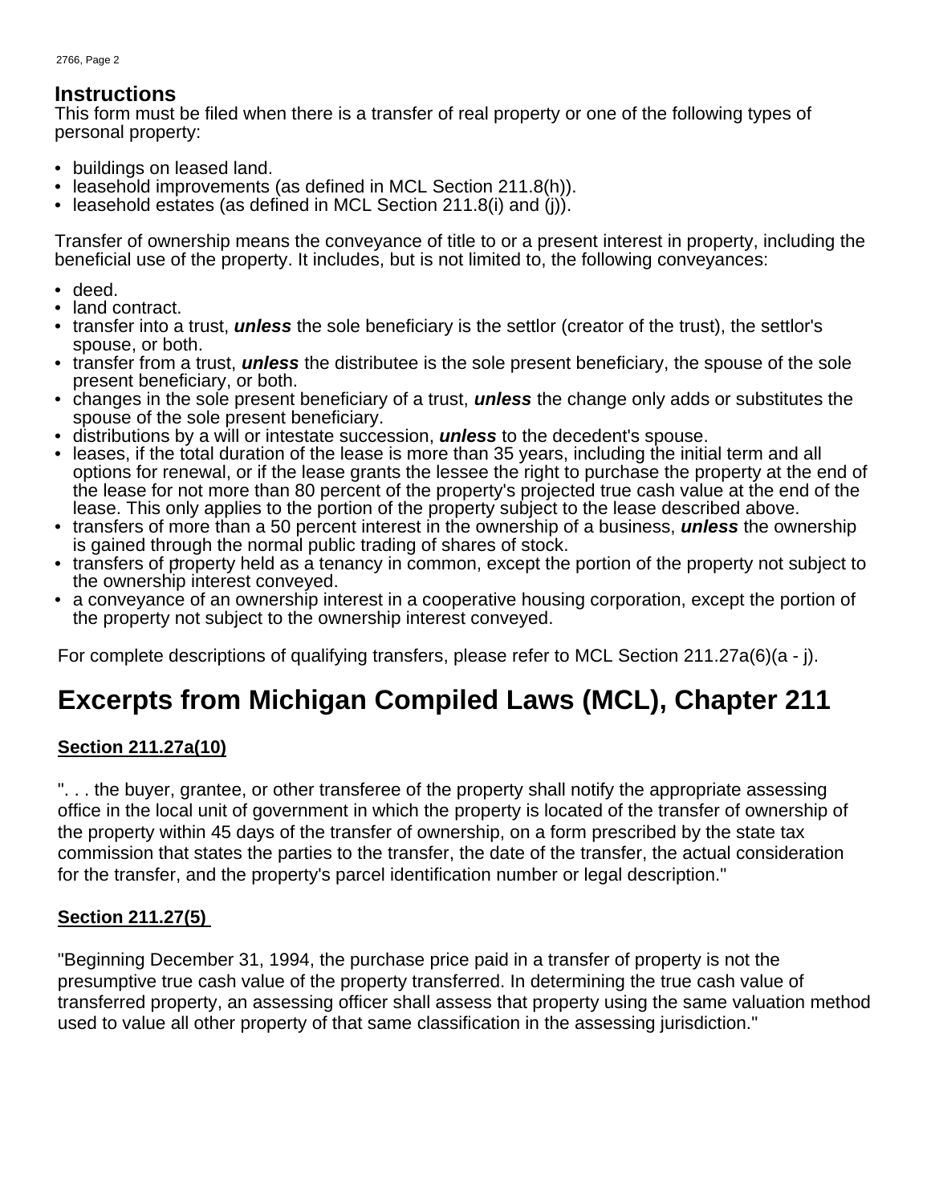## Instructions

This form must be filed when there is a transfer of real property or one of the following types of personal property:

- buildings on leased land.
- leasehold improvements (as defined in MCL Section 211.8(h)).
- leasehold estates (as defined in MCL Section 211.8(i) and (j)).

Transfer of ownership means the conveyance of title to or a present interest in property, including the beneficial use of the property. It includes, but is not limited to, the following conveyances:

- deed.
- land contract.
- transfer into a trust, ***unless*** the sole beneficiary is the settlor (creator of the trust), the settlor's spouse, or both.
- transfer from a trust, ***unless*** the distributee is the sole present beneficiary, the spouse of the sole present beneficiary, or both.
- changes in the sole present beneficiary of a trust, ***unless*** the change only adds or substitutes the spouse of the sole present beneficiary.
- distributions by a will or intestate succession, ***unless*** to the decedent's spouse.
- leases, if the total duration of the lease is more than 35 years, including the initial term and all options for renewal, or if the lease grants the lessee the right to purchase the property at the end of the lease for not more than 80 percent of the property's projected true cash value at the end of the lease. This only applies to the portion of the property subject to the lease described above.
- transfers of more than a 50 percent interest in the ownership of a business, ***unless*** the ownership is gained through the normal public trading of shares of stock.
- transfers of property held as a tenancy in common, except the portion of the property not subject to the ownership interest conveyed.
- a conveyance of an ownership interest in a cooperative housing corporation, except the portion of the property not subject to the ownership interest conveyed.

For complete descriptions of qualifying transfers, please refer to MCL Section 211.27a(6)(a - j).

# Excerpts from Michigan Compiled Laws (MCL), Chapter 211

**Section 211.27a(10)**

". . . the buyer, grantee, or other transferee of the property shall notify the appropriate assessing office in the local unit of government in which the property is located of the transfer of ownership of the property within 45 days of the transfer of ownership, on a form prescribed by the state tax commission that states the parties to the transfer, the date of the transfer, the actual consideration for the transfer, and the property's parcel identification number or legal description."

**Section 211.27(5)**

"Beginning December 31, 1994, the purchase price paid in a transfer of property is not the presumptive true cash value of the property transferred. In determining the true cash value of transferred property, an assessing officer shall assess that property using the same valuation method used to value all other property of that same classification in the assessing jurisdiction."